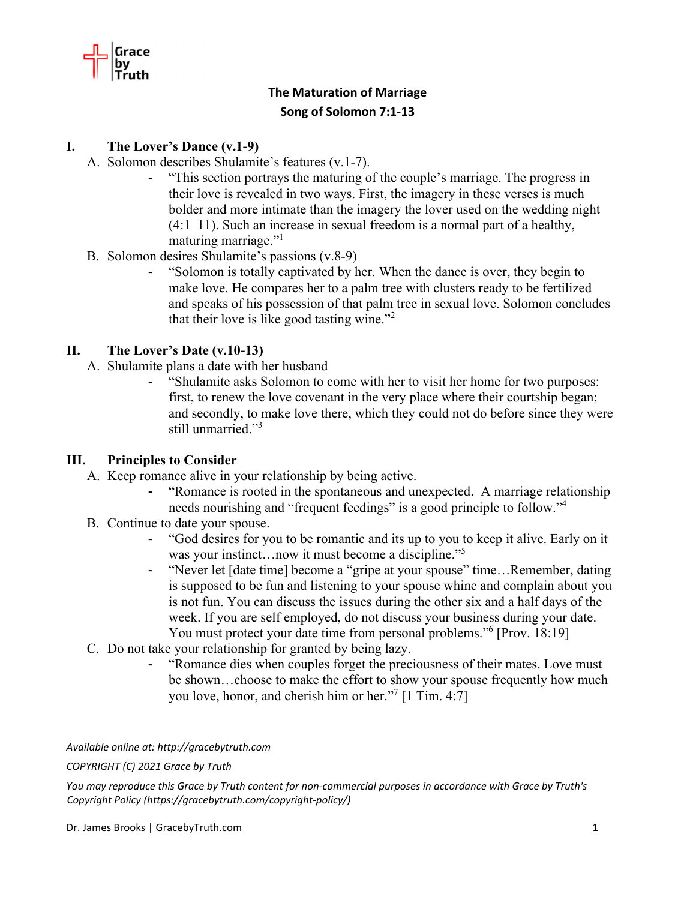Grace by Truth

# The Maturation of Marriage

## Song of Solomon 7:1-13

### I. The Lover's Dance (v.1-9)

A. Solomon describes Shulamite's features (v.1-7).

- "This section portrays the maturing of the couple's marriage. The progress in their love is revealed in two ways. First, the imagery in these verses is much bolder and more intimate than the imagery the lover used on the wedding night (4:1–11). Such an increase in sexual freedom is a normal part of a healthy, maturing marriage."[1]

B. Solomon desires Shulamite's passions (v.8-9)

- "Solomon is totally captivated by her. When the dance is over, they begin to make love. He compares her to a palm tree with clusters ready to be fertilized and speaks of his possession of that palm tree in sexual love. Solomon concludes that their love is like good tasting wine."[2]

### II. The Lover's Date (v.10-13)

A. Shulamite plans a date with her husband

- "Shulamite asks Solomon to come with her to visit her home for two purposes: first, to renew the love covenant in the very place where their courtship began; and secondly, to make love there, which they could not do before since they were still unmarried."[3]

### III. Principles to Consider

A. Keep romance alive in your relationship by being active.

- "Romance is rooted in the spontaneous and unexpected. A marriage relationship needs nourishing and "frequent feedings" is a good principle to follow."[4]

B. Continue to date your spouse.

- "God desires for you to be romantic and its up to you to keep it alive. Early on it was your instinct…now it must become a discipline."[5]
- "Never let [date time] become a "gripe at your spouse" time…Remember, dating is supposed to be fun and listening to your spouse whine and complain about you is not fun. You can discuss the issues during the other six and a half days of the week. If you are self employed, do not discuss your business during your date. You must protect your date time from personal problems."[6] [Prov. 18:19]

C. Do not take your relationship for granted by being lazy.

- "Romance dies when couples forget the preciousness of their mates. Love must be shown…choose to make the effort to show your spouse frequently how much you love, honor, and cherish him or her."[7] [1 Tim. 4:7]

*Available online at: http://gracebytruth.com*

*COPYRIGHT (C) 2021 Grace by Truth*

*You may reproduce this Grace by Truth content for non-commercial purposes in accordance with Grace by Truth's Copyright Policy (https://gracebytruth.com/copyright-policy/)*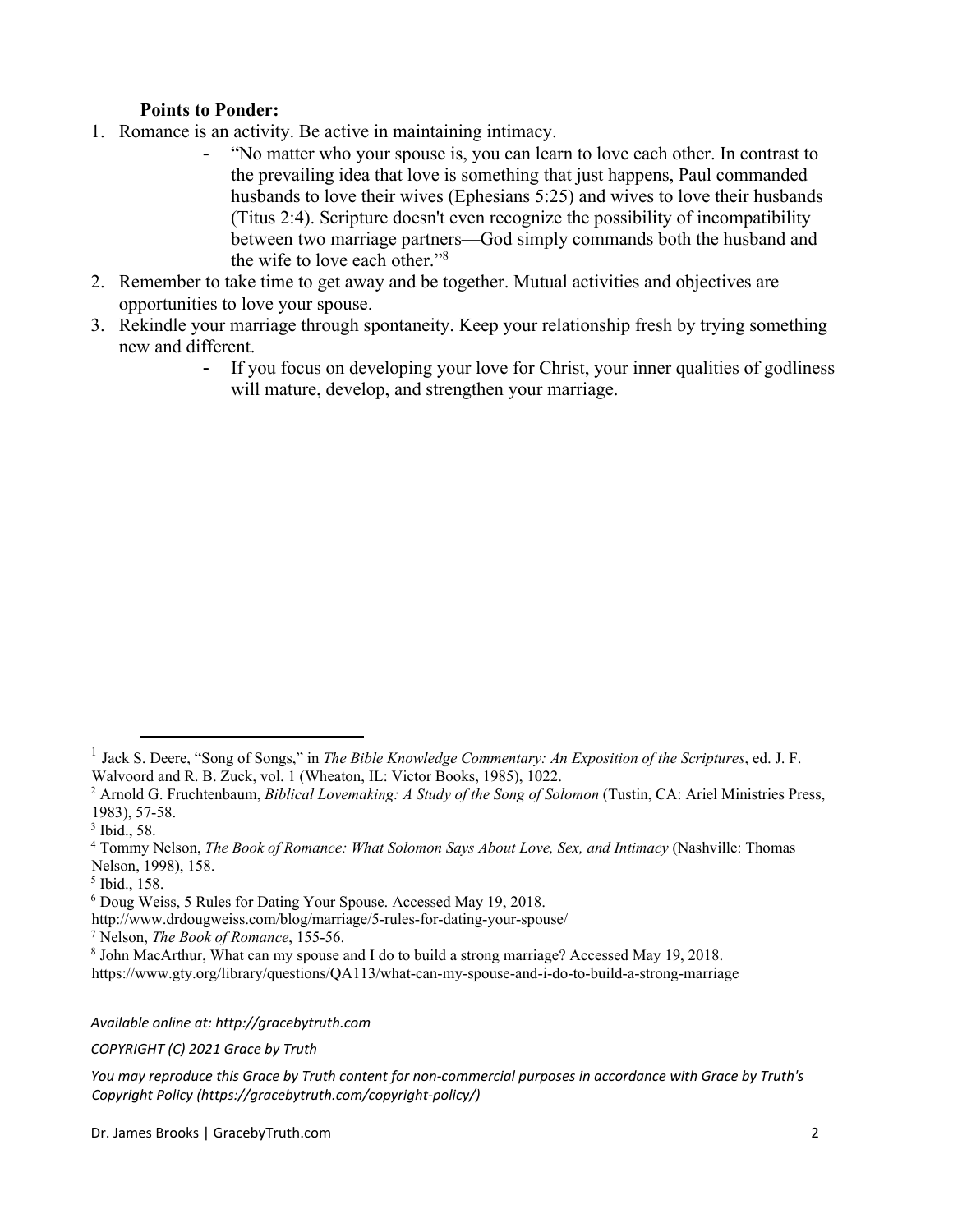**Points to Ponder:**

1. Romance is an activity. Be active in maintaining intimacy.
   - "No matter who your spouse is, you can learn to love each other. In contrast to the prevailing idea that love is something that just happens, Paul commanded husbands to love their wives (Ephesians 5:25) and wives to love their husbands (Titus 2:4). Scripture doesn't even recognize the possibility of incompatibility between two marriage partners—God simply commands both the husband and the wife to love each other."[8]
2. Remember to take time to get away and be together. Mutual activities and objectives are opportunities to love your spouse.
3. Rekindle your marriage through spontaneity. Keep your relationship fresh by trying something new and different.
   - If you focus on developing your love for Christ, your inner qualities of godliness will mature, develop, and strengthen your marriage.

---

[1] Jack S. Deere, "Song of Songs," in *The Bible Knowledge Commentary: An Exposition of the Scriptures*, ed. J. F. Walvoord and R. B. Zuck, vol. 1 (Wheaton, IL: Victor Books, 1985), 1022.

[2] Arnold G. Fruchtenbaum, *Biblical Lovemaking: A Study of the Song of Solomon* (Tustin, CA: Ariel Ministries Press, 1983), 57-58.

[3] Ibid., 58.

[4] Tommy Nelson, *The Book of Romance: What Solomon Says About Love, Sex, and Intimacy* (Nashville: Thomas Nelson, 1998), 158.

[5] Ibid., 158.

[6] Doug Weiss, 5 Rules for Dating Your Spouse. Accessed May 19, 2018. http://www.drdougweiss.com/blog/marriage/5-rules-for-dating-your-spouse/

[7] Nelson, *The Book of Romance*, 155-56.

[8] John MacArthur, What can my spouse and I do to build a strong marriage? Accessed May 19, 2018. https://www.gty.org/library/questions/QA113/what-can-my-spouse-and-i-do-to-build-a-strong-marriage

*Available online at: http://gracebytruth.com*

*COPYRIGHT (C) 2021 Grace by Truth*

*You may reproduce this Grace by Truth content for non-commercial purposes in accordance with Grace by Truth's Copyright Policy (https://gracebytruth.com/copyright-policy/)*